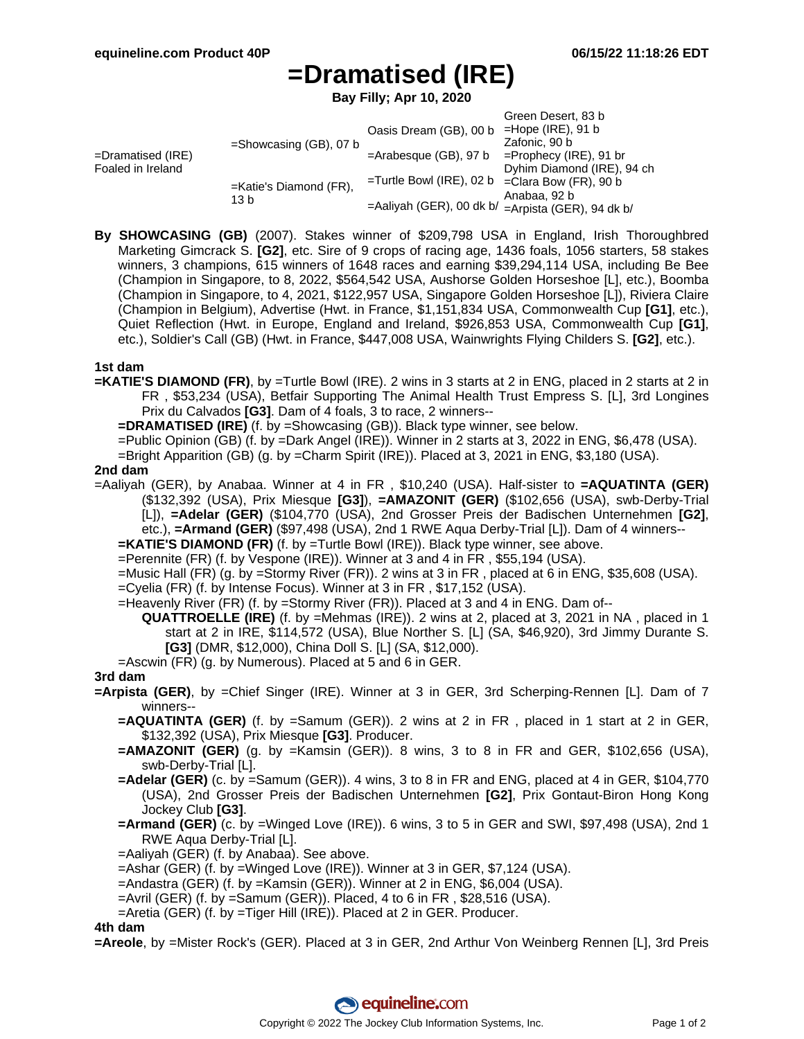# =Dramatised (IRE)

**Bay Filly; Apr 10, 2020**

| | | | |
|---|---|---|---|
| =Dramatised (IRE) Foaled in Ireland | =Showcasing (GB), 07 b | Oasis Dream (GB), 00 b | Green Desert, 83 b |
| | | | =Hope (IRE), 91 b |
| | | =Arabesque (GB), 97 b | Zafonic, 90 b |
| | | | =Prophecy (IRE), 91 br |
| | =Katie's Diamond (FR), 13 b | =Turtle Bowl (IRE), 02 b | Dyhim Diamond (IRE), 94 ch |
| | | | =Clara Bow (FR), 90 b |
| | | =Aaliyah (GER), 00 dk b/ | Anabaa, 92 b |
| | | | =Arpista (GER), 94 dk b/ |

**By SHOWCASING (GB)** (2007). Stakes winner of $209,798 USA in England, Irish Thoroughbred Marketing Gimcrack S. **[G2]**, etc. Sire of 9 crops of racing age, 1436 foals, 1056 starters, 58 stakes winners, 3 champions, 615 winners of 1648 races and earning $39,294,114 USA, including Be Bee (Champion in Singapore, to 8, 2022, $564,542 USA, Aushorse Golden Horseshoe [L], etc.), Boomba (Champion in Singapore, to 4, 2021, $122,957 USA, Singapore Golden Horseshoe [L]), Riviera Claire (Champion in Belgium), Advertise (Hwt. in France, $1,151,834 USA, Commonwealth Cup **[G1]**, etc.), Quiet Reflection (Hwt. in Europe, England and Ireland, $926,853 USA, Commonwealth Cup **[G1]**, etc.), Soldier's Call (GB) (Hwt. in France, $447,008 USA, Wainwrights Flying Childers S. **[G2]**, etc.).

### 1st dam

**=KATIE'S DIAMOND (FR)**, by =Turtle Bowl (IRE). 2 wins in 3 starts at 2 in ENG, placed in 2 starts at 2 in FR , $53,234 (USA), Betfair Supporting The Animal Health Trust Empress S. [L], 3rd Longines Prix du Calvados **[G3]**. Dam of 4 foals, 3 to race, 2 winners--

- **=DRAMATISED (IRE)** (f. by =Showcasing (GB)). Black type winner, see below.
- =Public Opinion (GB) (f. by =Dark Angel (IRE)). Winner in 2 starts at 3, 2022 in ENG, $6,478 (USA).
- =Bright Apparition (GB) (g. by =Charm Spirit (IRE)). Placed at 3, 2021 in ENG, $3,180 (USA).

### 2nd dam

=Aaliyah (GER), by Anabaa. Winner at 4 in FR , $10,240 (USA). Half-sister to **=AQUATINTA (GER)** ($132,392 (USA), Prix Miesque **[G3]**), **=AMAZONIT (GER)** ($102,656 (USA), swb-Derby-Trial [L]), **=Adelar (GER)** ($104,770 (USA), 2nd Grosser Preis der Badischen Unternehmen **[G2]**, etc.), **=Armand (GER)** ($97,498 (USA), 2nd 1 RWE Aqua Derby-Trial [L]). Dam of 4 winners--

- **=KATIE'S DIAMOND (FR)** (f. by =Turtle Bowl (IRE)). Black type winner, see above.
- =Perennite (FR) (f. by Vespone (IRE)). Winner at 3 and 4 in FR , $55,194 (USA).
- =Music Hall (FR) (g. by =Stormy River (FR)). 2 wins at 3 in FR , placed at 6 in ENG, $35,608 (USA).
- =Cyelia (FR) (f. by Intense Focus). Winner at 3 in FR , $17,152 (USA).
- =Heavenly River (FR) (f. by =Stormy River (FR)). Placed at 3 and 4 in ENG. Dam of--
  - **QUATTROELLE (IRE)** (f. by =Mehmas (IRE)). 2 wins at 2, placed at 3, 2021 in NA , placed in 1 start at 2 in IRE, $114,572 (USA), Blue Norther S. [L] (SA, $46,920), 3rd Jimmy Durante S. **[G3]** (DMR, $12,000), China Doll S. [L] (SA, $12,000).
- =Ascwin (FR) (g. by Numerous). Placed at 5 and 6 in GER.

### 3rd dam

**=Arpista (GER)**, by =Chief Singer (IRE). Winner at 3 in GER, 3rd Scherping-Rennen [L]. Dam of 7 winners--

- **=AQUATINTA (GER)** (f. by =Samum (GER)). 2 wins at 2 in FR , placed in 1 start at 2 in GER, $132,392 (USA), Prix Miesque **[G3]**. Producer.
- **=AMAZONIT (GER)** (g. by =Kamsin (GER)). 8 wins, 3 to 8 in FR and GER, $102,656 (USA), swb-Derby-Trial [L].
- **=Adelar (GER)** (c. by =Samum (GER)). 4 wins, 3 to 8 in FR and ENG, placed at 4 in GER, $104,770 (USA), 2nd Grosser Preis der Badischen Unternehmen **[G2]**, Prix Gontaut-Biron Hong Kong Jockey Club **[G3]**.
- **=Armand (GER)** (c. by =Winged Love (IRE)). 6 wins, 3 to 5 in GER and SWI, $97,498 (USA), 2nd 1 RWE Aqua Derby-Trial [L].
- =Aaliyah (GER) (f. by Anabaa). See above.
- =Ashar (GER) (f. by =Winged Love (IRE)). Winner at 3 in GER, $7,124 (USA).
- =Andastra (GER) (f. by =Kamsin (GER)). Winner at 2 in ENG, $6,004 (USA).
- =Avril (GER) (f. by =Samum (GER)). Placed, 4 to 6 in FR , $28,516 (USA).
- =Aretia (GER) (f. by =Tiger Hill (IRE)). Placed at 2 in GER. Producer.

### 4th dam

**=Areole**, by =Mister Rock's (GER). Placed at 3 in GER, 2nd Arthur Von Weinberg Rennen [L], 3rd Preis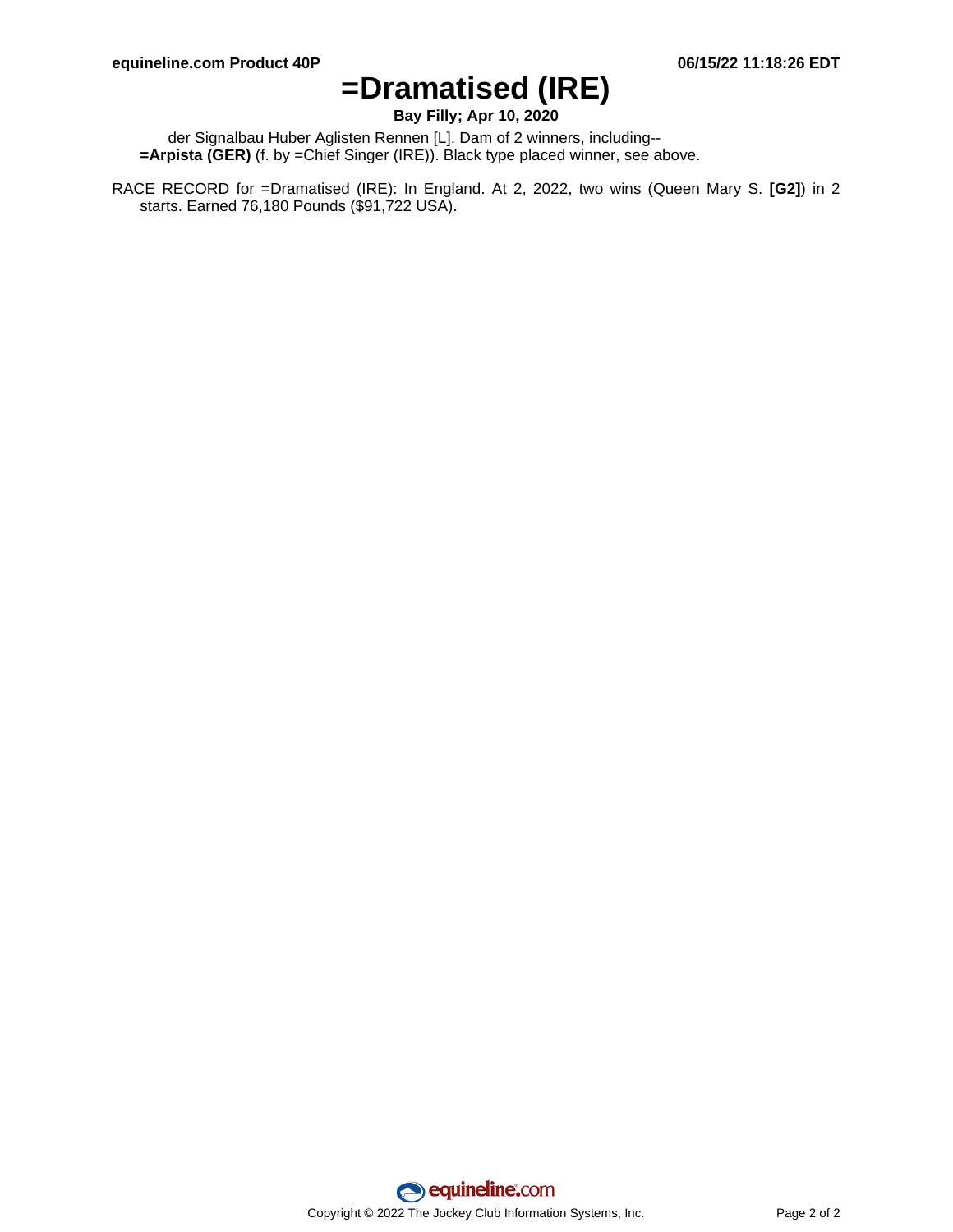# =Dramatised (IRE)

**Bay Filly; Apr 10, 2020**

der Signalbau Huber Aglisten Rennen [L]. Dam of 2 winners, including--
**=Arpista (GER)** (f. by =Chief Singer (IRE)). Black type placed winner, see above.

RACE RECORD for =Dramatised (IRE): In England. At 2, 2022, two wins (Queen Mary S. **[G2]**) in 2 starts. Earned 76,180 Pounds ($91,722 USA).

Copyright © 2022 The Jockey Club Information Systems, Inc.